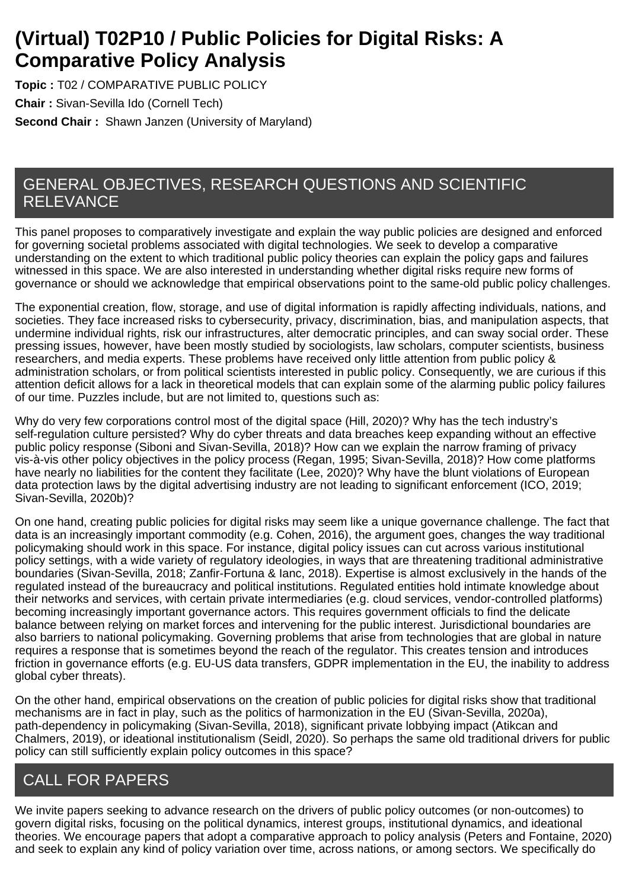# (Virtual) T02P10 / Public Policies for Digital Risks: A Comparative Policy Analysis

**Topic :** T02 / COMPARATIVE PUBLIC POLICY

**Chair :** Sivan-Sevilla Ido (Cornell Tech)

**Second Chair :** Shawn Janzen (University of Maryland)

## GENERAL OBJECTIVES, RESEARCH QUESTIONS AND SCIENTIFIC RELEVANCE

This panel proposes to comparatively investigate and explain the way public policies are designed and enforced for governing societal problems associated with digital technologies. We seek to develop a comparative understanding on the extent to which traditional public policy theories can explain the policy gaps and failures witnessed in this space. We are also interested in understanding whether digital risks require new forms of governance or should we acknowledge that empirical observations point to the same-old public policy challenges.

The exponential creation, flow, storage, and use of digital information is rapidly affecting individuals, nations, and societies. They face increased risks to cybersecurity, privacy, discrimination, bias, and manipulation aspects, that undermine individual rights, risk our infrastructures, alter democratic principles, and can sway social order. These pressing issues, however, have been mostly studied by sociologists, law scholars, computer scientists, business researchers, and media experts. These problems have received only little attention from public policy & administration scholars, or from political scientists interested in public policy. Consequently, we are curious if this attention deficit allows for a lack in theoretical models that can explain some of the alarming public policy failures of our time. Puzzles include, but are not limited to, questions such as:

Why do very few corporations control most of the digital space (Hill, 2020)? Why has the tech industry's self-regulation culture persisted? Why do cyber threats and data breaches keep expanding without an effective public policy response (Siboni and Sivan-Sevilla, 2018)? How can we explain the narrow framing of privacy vis-à-vis other policy objectives in the policy process (Regan, 1995; Sivan-Sevilla, 2018)? How come platforms have nearly no liabilities for the content they facilitate (Lee, 2020)? Why have the blunt violations of European data protection laws by the digital advertising industry are not leading to significant enforcement (ICO, 2019; Sivan-Sevilla, 2020b)?

On one hand, creating public policies for digital risks may seem like a unique governance challenge. The fact that data is an increasingly important commodity (e.g. Cohen, 2016), the argument goes, changes the way traditional policymaking should work in this space. For instance, digital policy issues can cut across various institutional policy settings, with a wide variety of regulatory ideologies, in ways that are threatening traditional administrative boundaries (Sivan-Sevilla, 2018; Zanfir-Fortuna & Ianc, 2018). Expertise is almost exclusively in the hands of the regulated instead of the bureaucracy and political institutions. Regulated entities hold intimate knowledge about their networks and services, with certain private intermediaries (e.g. cloud services, vendor-controlled platforms) becoming increasingly important governance actors. This requires government officials to find the delicate balance between relying on market forces and intervening for the public interest. Jurisdictional boundaries are also barriers to national policymaking. Governing problems that arise from technologies that are global in nature requires a response that is sometimes beyond the reach of the regulator. This creates tension and introduces friction in governance efforts (e.g. EU-US data transfers, GDPR implementation in the EU, the inability to address global cyber threats).

On the other hand, empirical observations on the creation of public policies for digital risks show that traditional mechanisms are in fact in play, such as the politics of harmonization in the EU (Sivan-Sevilla, 2020a), path-dependency in policymaking (Sivan-Sevilla, 2018), significant private lobbying impact (Atikcan and Chalmers, 2019), or ideational institutionalism (Seidl, 2020). So perhaps the same old traditional drivers for public policy can still sufficiently explain policy outcomes in this space?

## CALL FOR PAPERS

We invite papers seeking to advance research on the drivers of public policy outcomes (or non-outcomes) to govern digital risks, focusing on the political dynamics, interest groups, institutional dynamics, and ideational theories. We encourage papers that adopt a comparative approach to policy analysis (Peters and Fontaine, 2020) and seek to explain any kind of policy variation over time, across nations, or among sectors. We specifically do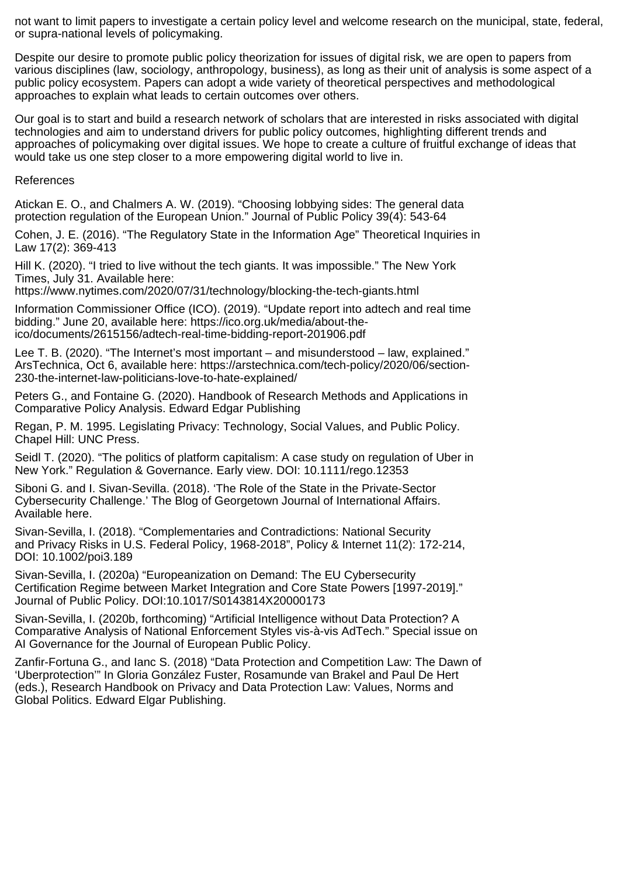not want to limit papers to investigate a certain policy level and welcome research on the municipal, state, federal, or supra-national levels of policymaking.

Despite our desire to promote public policy theorization for issues of digital risk, we are open to papers from various disciplines (law, sociology, anthropology, business), as long as their unit of analysis is some aspect of a public policy ecosystem. Papers can adopt a wide variety of theoretical perspectives and methodological approaches to explain what leads to certain outcomes over others.

Our goal is to start and build a research network of scholars that are interested in risks associated with digital technologies and aim to understand drivers for public policy outcomes, highlighting different trends and approaches of policymaking over digital issues. We hope to create a culture of fruitful exchange of ideas that would take us one step closer to a more empowering digital world to live in.

References

Atickan E. O., and Chalmers A. W. (2019). “Choosing lobbying sides: The general data protection regulation of the European Union.” Journal of Public Policy 39(4): 543-64

Cohen, J. E. (2016). “The Regulatory State in the Information Age” Theoretical Inquiries in Law 17(2): 369-413

Hill K. (2020). “I tried to live without the tech giants. It was impossible.” The New York Times, July 31. Available here: https://www.nytimes.com/2020/07/31/technology/blocking-the-tech-giants.html

Information Commissioner Office (ICO). (2019). “Update report into adtech and real time bidding.” June 20, available here: https://ico.org.uk/media/about-the-ico/documents/2615156/adtech-real-time-bidding-report-201906.pdf

Lee T. B. (2020). “The Internet’s most important – and misunderstood – law, explained.” ArsTechnica, Oct 6, available here: https://arstechnica.com/tech-policy/2020/06/section-230-the-internet-law-politicians-love-to-hate-explained/

Peters G., and Fontaine G. (2020). Handbook of Research Methods and Applications in Comparative Policy Analysis. Edward Edgar Publishing

Regan, P. M. 1995. Legislating Privacy: Technology, Social Values, and Public Policy. Chapel Hill: UNC Press.

Seidl T. (2020). “The politics of platform capitalism: A case study on regulation of Uber in New York.” Regulation & Governance. Early view. DOI: 10.1111/rego.12353

Siboni G. and I. Sivan-Sevilla. (2018). ‘The Role of the State in the Private-Sector Cybersecurity Challenge.’ The Blog of Georgetown Journal of International Affairs. Available here.

Sivan-Sevilla, I. (2018). “Complementaries and Contradictions: National Security and Privacy Risks in U.S. Federal Policy, 1968-2018”, Policy & Internet 11(2): 172-214, DOI: 10.1002/poi3.189

Sivan-Sevilla, I. (2020a) “Europeanization on Demand: The EU Cybersecurity Certification Regime between Market Integration and Core State Powers [1997-2019].” Journal of Public Policy. DOI:10.1017/S0143814X20000173

Sivan-Sevilla, I. (2020b, forthcoming) “Artificial Intelligence without Data Protection? A Comparative Analysis of National Enforcement Styles vis-à-vis AdTech.” Special issue on AI Governance for the Journal of European Public Policy.

Zanfir-Fortuna G., and Ianc S. (2018) “Data Protection and Competition Law: The Dawn of ‘Uberprotection’” In Gloria González Fuster, Rosamunde van Brakel and Paul De Hert (eds.), Research Handbook on Privacy and Data Protection Law: Values, Norms and Global Politics. Edward Elgar Publishing.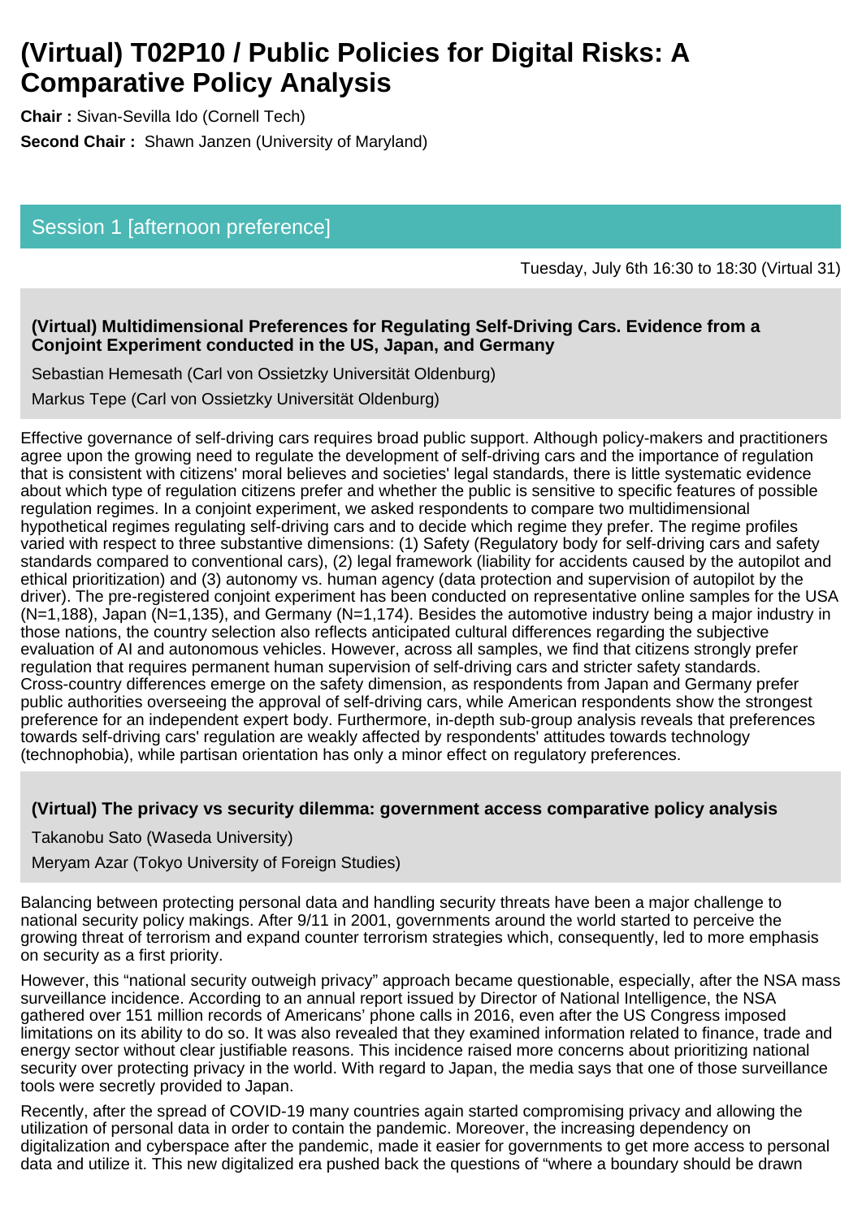# (Virtual) T02P10 / Public Policies for Digital Risks: A Comparative Policy Analysis

**Chair :** Sivan-Sevilla Ido (Cornell Tech)

**Second Chair :** Shawn Janzen (University of Maryland)

## Session 1 [afternoon preference]

Tuesday, July 6th 16:30 to 18:30 (Virtual 31)

### (Virtual) Multidimensional Preferences for Regulating Self-Driving Cars. Evidence from a Conjoint Experiment conducted in the US, Japan, and Germany

Sebastian Hemesath (Carl von Ossietzky Universität Oldenburg)

Markus Tepe (Carl von Ossietzky Universität Oldenburg)

Effective governance of self-driving cars requires broad public support. Although policy-makers and practitioners agree upon the growing need to regulate the development of self-driving cars and the importance of regulation that is consistent with citizens' moral believes and societies' legal standards, there is little systematic evidence about which type of regulation citizens prefer and whether the public is sensitive to specific features of possible regulation regimes. In a conjoint experiment, we asked respondents to compare two multidimensional hypothetical regimes regulating self-driving cars and to decide which regime they prefer. The regime profiles varied with respect to three substantive dimensions: (1) Safety (Regulatory body for self-driving cars and safety standards compared to conventional cars), (2) legal framework (liability for accidents caused by the autopilot and ethical prioritization) and (3) autonomy vs. human agency (data protection and supervision of autopilot by the driver). The pre-registered conjoint experiment has been conducted on representative online samples for the USA (N=1,188), Japan (N=1,135), and Germany (N=1,174). Besides the automotive industry being a major industry in those nations, the country selection also reflects anticipated cultural differences regarding the subjective evaluation of AI and autonomous vehicles. However, across all samples, we find that citizens strongly prefer regulation that requires permanent human supervision of self-driving cars and stricter safety standards. Cross-country differences emerge on the safety dimension, as respondents from Japan and Germany prefer public authorities overseeing the approval of self-driving cars, while American respondents show the strongest preference for an independent expert body. Furthermore, in-depth sub-group analysis reveals that preferences towards self-driving cars' regulation are weakly affected by respondents' attitudes towards technology (technophobia), while partisan orientation has only a minor effect on regulatory preferences.

### (Virtual) The privacy vs security dilemma: government access comparative policy analysis

Takanobu Sato (Waseda University)

Meryam Azar (Tokyo University of Foreign Studies)

Balancing between protecting personal data and handling security threats have been a major challenge to national security policy makings. After 9/11 in 2001, governments around the world started to perceive the growing threat of terrorism and expand counter terrorism strategies which, consequently, led to more emphasis on security as a first priority.

However, this "national security outweigh privacy" approach became questionable, especially, after the NSA mass surveillance incidence. According to an annual report issued by Director of National Intelligence, the NSA gathered over 151 million records of Americans' phone calls in 2016, even after the US Congress imposed limitations on its ability to do so. It was also revealed that they examined information related to finance, trade and energy sector without clear justifiable reasons. This incidence raised more concerns about prioritizing national security over protecting privacy in the world. With regard to Japan, the media says that one of those surveillance tools were secretly provided to Japan.

Recently, after the spread of COVID-19 many countries again started compromising privacy and allowing the utilization of personal data in order to contain the pandemic. Moreover, the increasing dependency on digitalization and cyberspace after the pandemic, made it easier for governments to get more access to personal data and utilize it. This new digitalized era pushed back the questions of "where a boundary should be drawn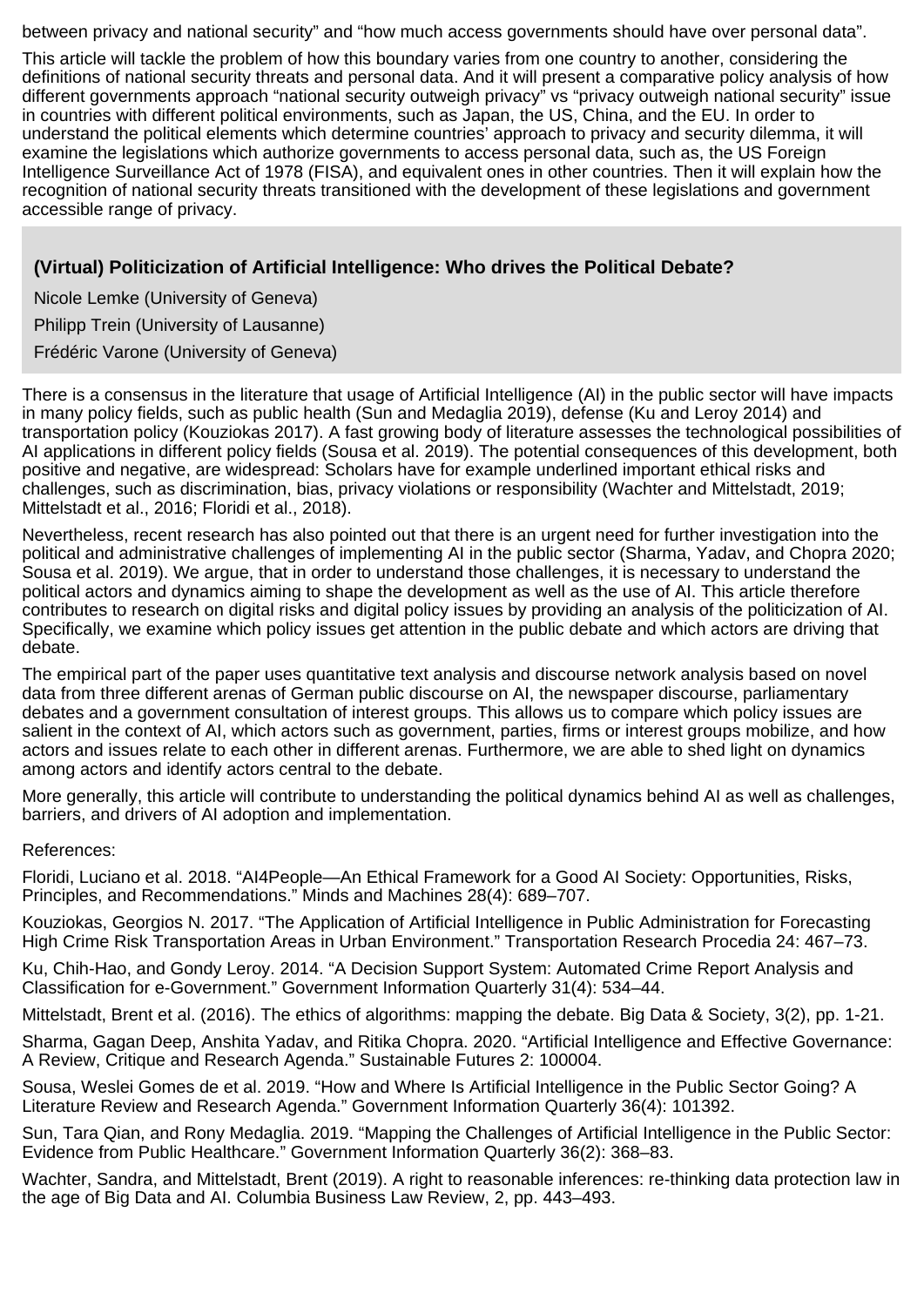between privacy and national security" and "how much access governments should have over personal data".

This article will tackle the problem of how this boundary varies from one country to another, considering the definitions of national security threats and personal data. And it will present a comparative policy analysis of how different governments approach "national security outweigh privacy" vs "privacy outweigh national security" issue in countries with different political environments, such as Japan, the US, China, and the EU. In order to understand the political elements which determine countries' approach to privacy and security dilemma, it will examine the legislations which authorize governments to access personal data, such as, the US Foreign Intelligence Surveillance Act of 1978 (FISA), and equivalent ones in other countries. Then it will explain how the recognition of national security threats transitioned with the development of these legislations and government accessible range of privacy.

### (Virtual) Politicization of Artificial Intelligence: Who drives the Political Debate?

Nicole Lemke (University of Geneva)

Philipp Trein (University of Lausanne)

Frédéric Varone (University of Geneva)

There is a consensus in the literature that usage of Artificial Intelligence (AI) in the public sector will have impacts in many policy fields, such as public health (Sun and Medaglia 2019), defense (Ku and Leroy 2014) and transportation policy (Kouziokas 2017). A fast growing body of literature assesses the technological possibilities of AI applications in different policy fields (Sousa et al. 2019). The potential consequences of this development, both positive and negative, are widespread: Scholars have for example underlined important ethical risks and challenges, such as discrimination, bias, privacy violations or responsibility (Wachter and Mittelstadt, 2019; Mittelstadt et al., 2016; Floridi et al., 2018).

Nevertheless, recent research has also pointed out that there is an urgent need for further investigation into the political and administrative challenges of implementing AI in the public sector (Sharma, Yadav, and Chopra 2020; Sousa et al. 2019). We argue, that in order to understand those challenges, it is necessary to understand the political actors and dynamics aiming to shape the development as well as the use of AI. This article therefore contributes to research on digital risks and digital policy issues by providing an analysis of the politicization of AI. Specifically, we examine which policy issues get attention in the public debate and which actors are driving that debate.

The empirical part of the paper uses quantitative text analysis and discourse network analysis based on novel data from three different arenas of German public discourse on AI, the newspaper discourse, parliamentary debates and a government consultation of interest groups. This allows us to compare which policy issues are salient in the context of AI, which actors such as government, parties, firms or interest groups mobilize, and how actors and issues relate to each other in different arenas. Furthermore, we are able to shed light on dynamics among actors and identify actors central to the debate.

More generally, this article will contribute to understanding the political dynamics behind AI as well as challenges, barriers, and drivers of AI adoption and implementation.

References:

Floridi, Luciano et al. 2018. "AI4People—An Ethical Framework for a Good AI Society: Opportunities, Risks, Principles, and Recommendations." Minds and Machines 28(4): 689–707.

Kouziokas, Georgios N. 2017. "The Application of Artificial Intelligence in Public Administration for Forecasting High Crime Risk Transportation Areas in Urban Environment." Transportation Research Procedia 24: 467–73.

Ku, Chih-Hao, and Gondy Leroy. 2014. "A Decision Support System: Automated Crime Report Analysis and Classification for e-Government." Government Information Quarterly 31(4): 534–44.

Mittelstadt, Brent et al. (2016). The ethics of algorithms: mapping the debate. Big Data & Society, 3(2), pp. 1-21.

Sharma, Gagan Deep, Anshita Yadav, and Ritika Chopra. 2020. "Artificial Intelligence and Effective Governance: A Review, Critique and Research Agenda." Sustainable Futures 2: 100004.

Sousa, Weslei Gomes de et al. 2019. "How and Where Is Artificial Intelligence in the Public Sector Going? A Literature Review and Research Agenda." Government Information Quarterly 36(4): 101392.

Sun, Tara Qian, and Rony Medaglia. 2019. "Mapping the Challenges of Artificial Intelligence in the Public Sector: Evidence from Public Healthcare." Government Information Quarterly 36(2): 368–83.

Wachter, Sandra, and Mittelstadt, Brent (2019). A right to reasonable inferences: re-thinking data protection law in the age of Big Data and AI. Columbia Business Law Review, 2, pp. 443–493.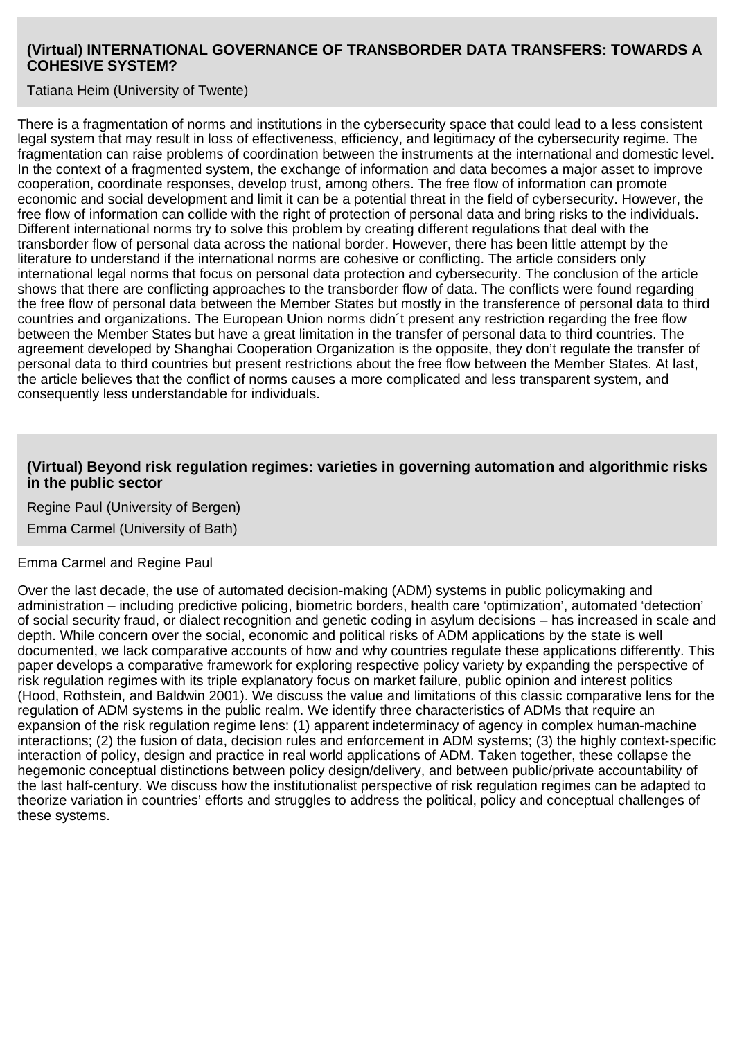### (Virtual) INTERNATIONAL GOVERNANCE OF TRANSBORDER DATA TRANSFERS: TOWARDS A COHESIVE SYSTEM?

Tatiana Heim (University of Twente)

There is a fragmentation of norms and institutions in the cybersecurity space that could lead to a less consistent legal system that may result in loss of effectiveness, efficiency, and legitimacy of the cybersecurity regime. The fragmentation can raise problems of coordination between the instruments at the international and domestic level. In the context of a fragmented system, the exchange of information and data becomes a major asset to improve cooperation, coordinate responses, develop trust, among others. The free flow of information can promote economic and social development and limit it can be a potential threat in the field of cybersecurity. However, the free flow of information can collide with the right of protection of personal data and bring risks to the individuals. Different international norms try to solve this problem by creating different regulations that deal with the transborder flow of personal data across the national border. However, there has been little attempt by the literature to understand if the international norms are cohesive or conflicting. The article considers only international legal norms that focus on personal data protection and cybersecurity. The conclusion of the article shows that there are conflicting approaches to the transborder flow of data. The conflicts were found regarding the free flow of personal data between the Member States but mostly in the transference of personal data to third countries and organizations. The European Union norms didn´t present any restriction regarding the free flow between the Member States but have a great limitation in the transfer of personal data to third countries. The agreement developed by Shanghai Cooperation Organization is the opposite, they don't regulate the transfer of personal data to third countries but present restrictions about the free flow between the Member States. At last, the article believes that the conflict of norms causes a more complicated and less transparent system, and consequently less understandable for individuals.

### (Virtual) Beyond risk regulation regimes: varieties in governing automation and algorithmic risks in the public sector

Regine Paul (University of Bergen)

Emma Carmel (University of Bath)

Emma Carmel and Regine Paul

Over the last decade, the use of automated decision-making (ADM) systems in public policymaking and administration – including predictive policing, biometric borders, health care 'optimization', automated 'detection' of social security fraud, or dialect recognition and genetic coding in asylum decisions – has increased in scale and depth. While concern over the social, economic and political risks of ADM applications by the state is well documented, we lack comparative accounts of how and why countries regulate these applications differently. This paper develops a comparative framework for exploring respective policy variety by expanding the perspective of risk regulation regimes with its triple explanatory focus on market failure, public opinion and interest politics (Hood, Rothstein, and Baldwin 2001). We discuss the value and limitations of this classic comparative lens for the regulation of ADM systems in the public realm. We identify three characteristics of ADMs that require an expansion of the risk regulation regime lens: (1) apparent indeterminacy of agency in complex human-machine interactions; (2) the fusion of data, decision rules and enforcement in ADM systems; (3) the highly context-specific interaction of policy, design and practice in real world applications of ADM. Taken together, these collapse the hegemonic conceptual distinctions between policy design/delivery, and between public/private accountability of the last half-century. We discuss how the institutionalist perspective of risk regulation regimes can be adapted to theorize variation in countries' efforts and struggles to address the political, policy and conceptual challenges of these systems.